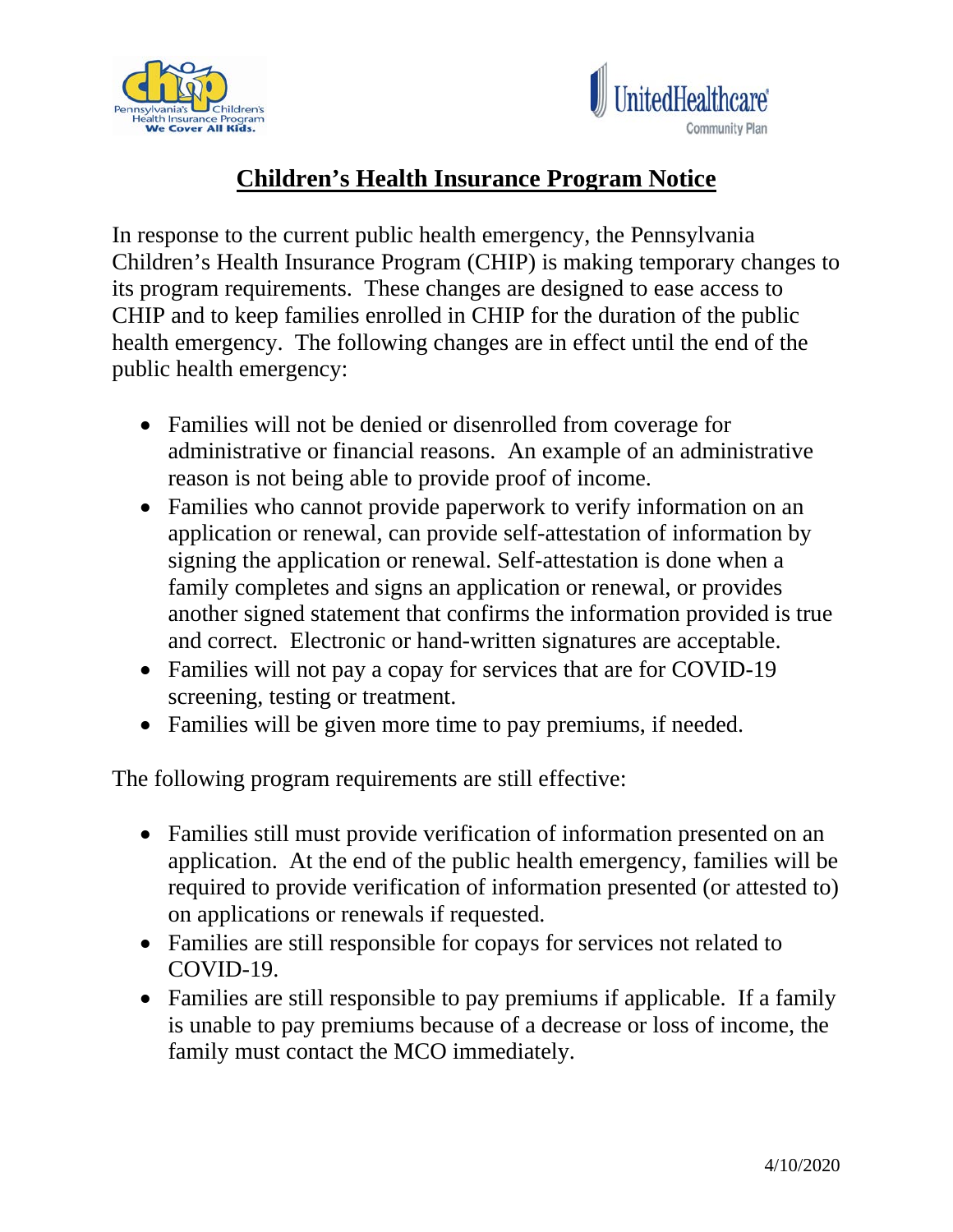# Children's Health Insurance Program Notice

In response to the current public health emergency, the Pennsylvania Children's Health Insurance Program (CHIP) is making temporary changes to its program requirements. These changes are designed to ease access to CHIP and to keep families enrolled in CHIP for the duration of the public health emergency. The following changes are in effect until the end of the public health emergency:

- Families will not be denied or disenrolled from coverage for administrative or financial reasons. An example of an administrative reason is not being able to provide proof of income.
- Families who cannot provide paperwork to verify information on an application or renewal, can provide self-attestation of information by signing the application or renewal. Self-attestation is done when a family completes and signs an application or renewal, or provides another signed statement that confirms the information provided is true and correct. Electronic or hand-written signatures are acceptable.
- Families will not pay a copay for services that are for COVID-19 screening, testing or treatment.
- Families will be given more time to pay premiums, if needed.

The following program requirements are still effective:

- Families still must provide verification of information presented on an application. At the end of the public health emergency, families will be required to provide verification of information presented (or attested to) on applications or renewals if requested.
- Families are still responsible for copays for services not related to COVID-19.
- Families are still responsible to pay premiums if applicable. If a family is unable to pay premiums because of a decrease or loss of income, the family must contact the MCO immediately.

4/10/2020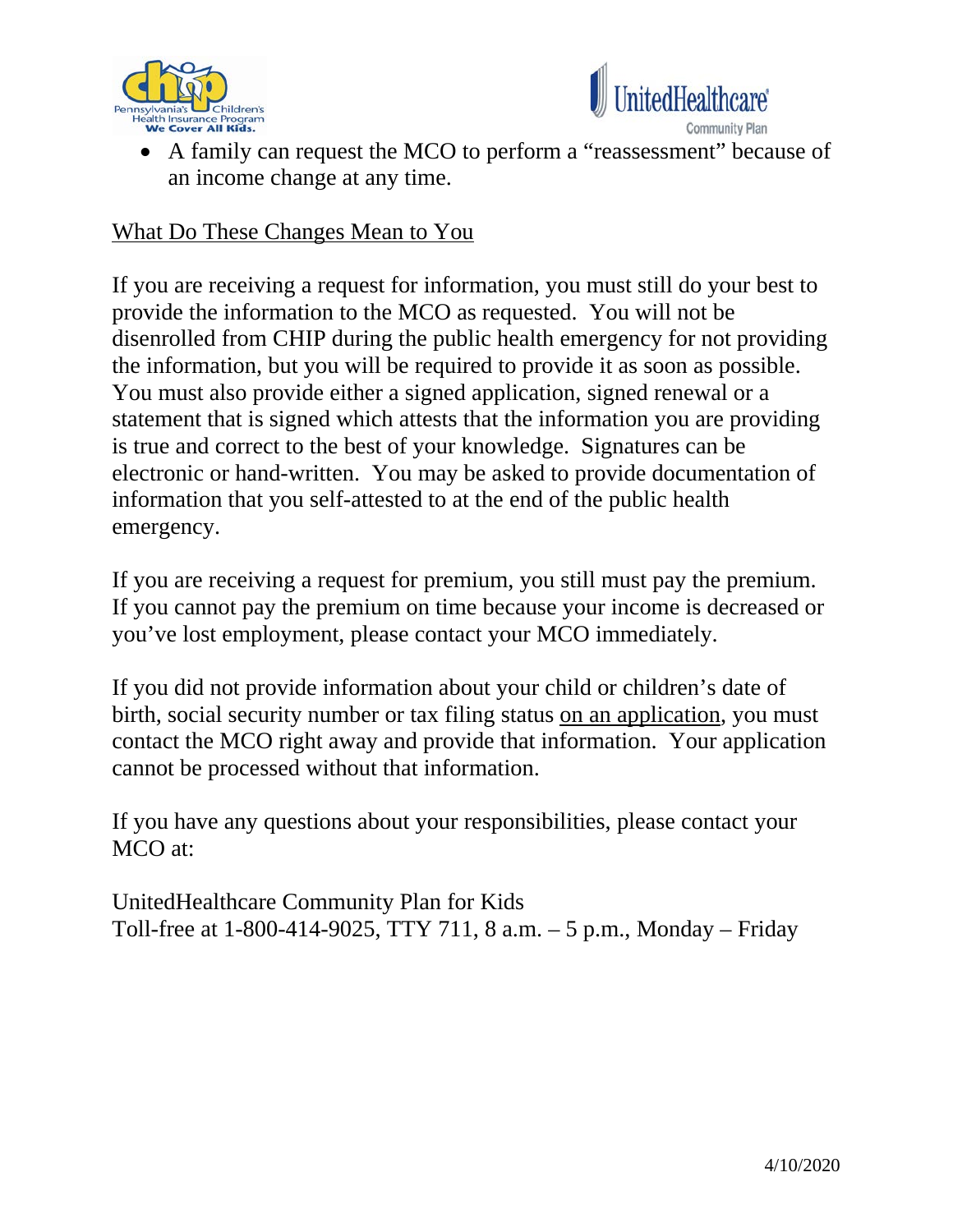- A family can request the MCO to perform a "reassessment" because of an income change at any time.

<u>What Do These Changes Mean to You</u>

If you are receiving a request for information, you must still do your best to provide the information to the MCO as requested. You will not be disenrolled from CHIP during the public health emergency for not providing the information, but you will be required to provide it as soon as possible. You must also provide either a signed application, signed renewal or a statement that is signed which attests that the information you are providing is true and correct to the best of your knowledge. Signatures can be electronic or hand-written. You may be asked to provide documentation of information that you self-attested to at the end of the public health emergency.

If you are receiving a request for premium, you still must pay the premium. If you cannot pay the premium on time because your income is decreased or you've lost employment, please contact your MCO immediately.

If you did not provide information about your child or children's date of birth, social security number or tax filing status <u>on an application</u>, you must contact the MCO right away and provide that information. Your application cannot be processed without that information.

If you have any questions about your responsibilities, please contact your MCO at:

UnitedHealthcare Community Plan for Kids
Toll-free at 1-800-414-9025, TTY 711, 8 a.m. – 5 p.m., Monday – Friday

4/10/2020